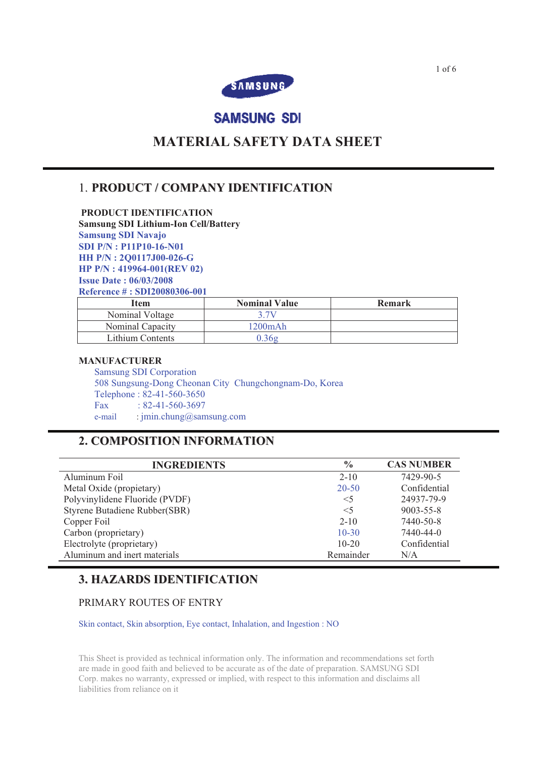SAMSUNG

SAMSUNG SDI

# MATERIAL SAFETY DATA SHEET

## 1. PRODUCT / COMPANY IDENTIFICATION

**PRODUCT IDENTIFICATION**

**Samsung SDI Lithium-Ion Cell/Battery**

**Samsung SDI Navajo**

**SDI P/N : P11P10-16-N01**

**HH P/N : 2Q0117J00-026-G**

**HP P/N : 419964-001(REV 02)**

**Issue Date : 06/03/2008**

**Reference # : SDI20080306-001**

| Item | Nominal Value | Remark |
|---|---|---|
| Nominal Voltage | 3.7V | |
| Nominal Capacity | 1200mAh | |
| Lithium Contents | 0.36g | |

**MANUFACTURER**

Samsung SDI Corporation
508 Sungsung-Dong Cheonan City Chungchongnam-Do, Korea
Telephone : 82-41-560-3650
Fax : 82-41-560-3697
e-mail : jmin.chung@samsung.com

## 2. COMPOSITION INFORMATION

| INGREDIENTS | % | CAS NUMBER |
|---|---|---|
| Aluminum Foil | 2-10 | 7429-90-5 |
| Metal Oxide (propietary) | 20-50 | Confidential |
| Polyvinylidene Fluoride (PVDF) | <5 | 24937-79-9 |
| Styrene Butadiene Rubber(SBR) | <5 | 9003-55-8 |
| Copper Foil | 2-10 | 7440-50-8 |
| Carbon (proprietary) | 10-30 | 7440-44-0 |
| Electrolyte (proprietary) | 10-20 | Confidential |
| Aluminum and inert materials | Remainder | N/A |

## 3. HAZARDS IDENTIFICATION

PRIMARY ROUTES OF ENTRY

Skin contact, Skin absorption, Eye contact, Inhalation, and Ingestion : NO

This Sheet is provided as technical information only. The information and recommendations set forth are made in good faith and believed to be accurate as of the date of preparation. SAMSUNG SDI Corp. makes no warranty, expressed or implied, with respect to this information and disclaims all liabilities from reliance on it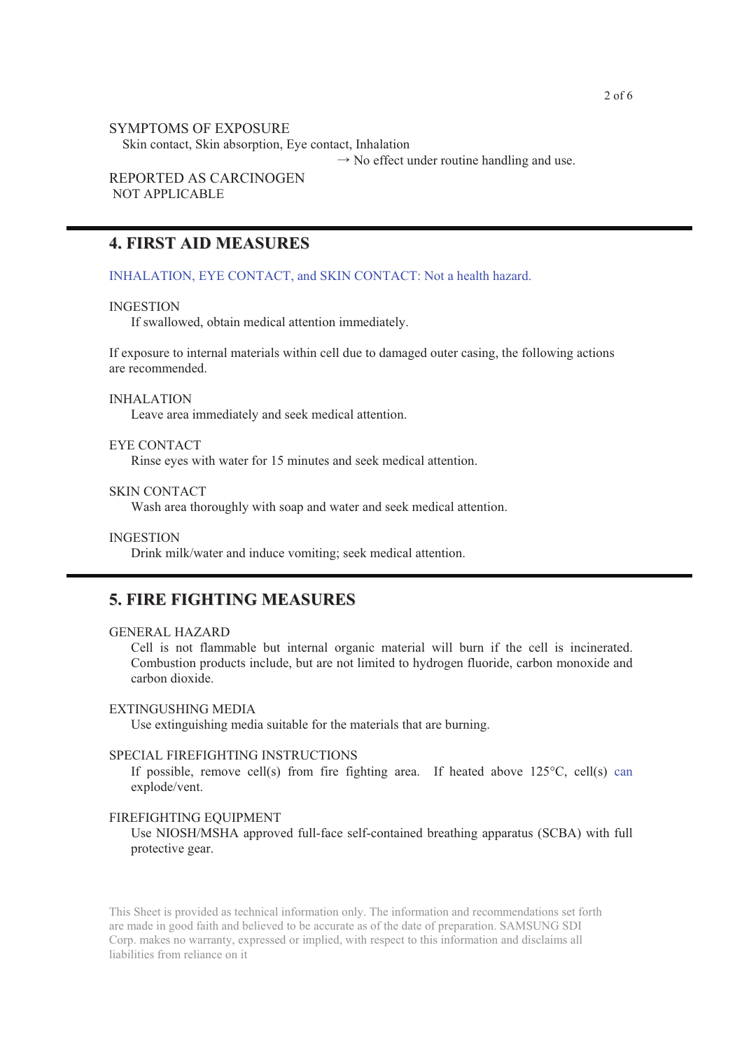SYMPTOMS OF EXPOSURE

Skin contact, Skin absorption, Eye contact, Inhalation

→ No effect under routine handling and use.

REPORTED AS CARCINOGEN

NOT APPLICABLE

## 4. FIRST AID MEASURES

INHALATION, EYE CONTACT, and SKIN CONTACT: Not a health hazard.

INGESTION

If swallowed, obtain medical attention immediately.

If exposure to internal materials within cell due to damaged outer casing, the following actions are recommended.

INHALATION

Leave area immediately and seek medical attention.

EYE CONTACT

Rinse eyes with water for 15 minutes and seek medical attention.

SKIN CONTACT

Wash area thoroughly with soap and water and seek medical attention.

INGESTION

Drink milk/water and induce vomiting; seek medical attention.

## 5. FIRE FIGHTING MEASURES

GENERAL HAZARD

Cell is not flammable but internal organic material will burn if the cell is incinerated. Combustion products include, but are not limited to hydrogen fluoride, carbon monoxide and carbon dioxide.

EXTINGUSHING MEDIA

Use extinguishing media suitable for the materials that are burning.

SPECIAL FIREFIGHTING INSTRUCTIONS

If possible, remove cell(s) from fire fighting area. If heated above 125°C, cell(s) can explode/vent.

FIREFIGHTING EQUIPMENT

Use NIOSH/MSHA approved full-face self-contained breathing apparatus (SCBA) with full protective gear.

This Sheet is provided as technical information only. The information and recommendations set forth are made in good faith and believed to be accurate as of the date of preparation. SAMSUNG SDI Corp. makes no warranty, expressed or implied, with respect to this information and disclaims all liabilities from reliance on it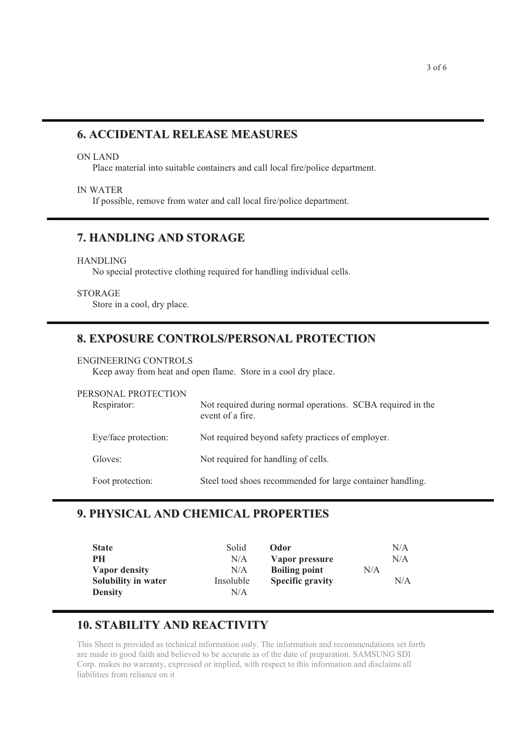## 6. ACCIDENTAL RELEASE MEASURES

ON LAND

Place material into suitable containers and call local fire/police department.

IN WATER

If possible, remove from water and call local fire/police department.

## 7. HANDLING AND STORAGE

HANDLING

No special protective clothing required for handling individual cells.

STORAGE

Store in a cool, dry place.

## 8. EXPOSURE CONTROLS/PERSONAL PROTECTION

ENGINEERING CONTROLS

Keep away from heat and open flame. Store in a cool dry place.

PERSONAL PROTECTION

| | |
|---|---|
| Respirator: | Not required during normal operations. SCBA required in the event of a fire. |
| Eye/face protection: | Not required beyond safety practices of employer. |
| Gloves: | Not required for handling of cells. |
| Foot protection: | Steel toed shoes recommended for large container handling. |

## 9. PHYSICAL AND CHEMICAL PROPERTIES

| | | | |
|---|---|---|---|
| **State** | Solid | **Odor** | N/A |
| **PH** | N/A | **Vapor pressure** | N/A |
| **Vapor density** | N/A | **Boiling point** | N/A |
| **Solubility in water** | Insoluble | **Specific gravity** | N/A |
| **Density** | N/A | | |

## 10. STABILITY AND REACTIVITY

This Sheet is provided as technical information only. The information and recommendations set forth are made in good faith and believed to be accurate as of the date of preparation. SAMSUNG SDI Corp. makes no warranty, expressed or implied, with respect to this information and disclaims all liabilities from reliance on it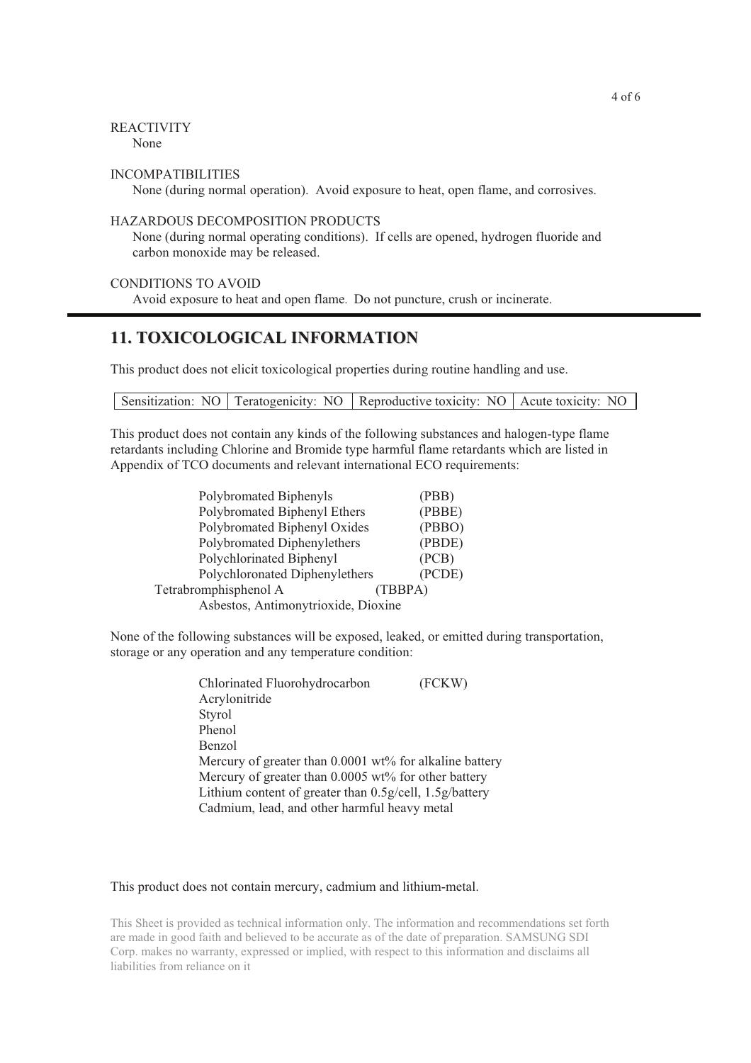REACTIVITY

None

INCOMPATIBILITIES

None (during normal operation). Avoid exposure to heat, open flame, and corrosives.

HAZARDOUS DECOMPOSITION PRODUCTS

None (during normal operating conditions). If cells are opened, hydrogen fluoride and carbon monoxide may be released.

CONDITIONS TO AVOID

Avoid exposure to heat and open flame. Do not puncture, crush or incinerate.

## 11. TOXICOLOGICAL INFORMATION

This product does not elicit toxicological properties during routine handling and use.

| Sensitization: NO | Teratogenicity: NO | Reproductive toxicity: NO | Acute toxicity: NO |
|---|---|---|---|

This product does not contain any kinds of the following substances and halogen-type flame retardants including Chlorine and Bromide type harmful flame retardants which are listed in Appendix of TCO documents and relevant international ECO requirements:

| | |
|---|---|
| Polybromated Biphenyls | (PBB) |
| Polybromated Biphenyl Ethers | (PBBE) |
| Polybromated Biphenyl Oxides | (PBBO) |
| Polybromated Diphenylethers | (PBDE) |
| Polychlorinated Biphenyl | (PCB) |
| Polychloronated Diphenylethers | (PCDE) |
| Tetrabromphisphenol A | (TBBPA) |
| Asbestos, Antimonytrioxide, Dioxine | |

None of the following substances will be exposed, leaked, or emitted during transportation, storage or any operation and any temperature condition:

- Chlorinated Fluorohydrocarbon (FCKW)
- Acrylonitride
- Styrol
- Phenol
- Benzol
- Mercury of greater than 0.0001 wt% for alkaline battery
- Mercury of greater than 0.0005 wt% for other battery
- Lithium content of greater than 0.5g/cell, 1.5g/battery
- Cadmium, lead, and other harmful heavy metal

This product does not contain mercury, cadmium and lithium-metal.

This Sheet is provided as technical information only. The information and recommendations set forth are made in good faith and believed to be accurate as of the date of preparation. SAMSUNG SDI Corp. makes no warranty, expressed or implied, with respect to this information and disclaims all liabilities from reliance on it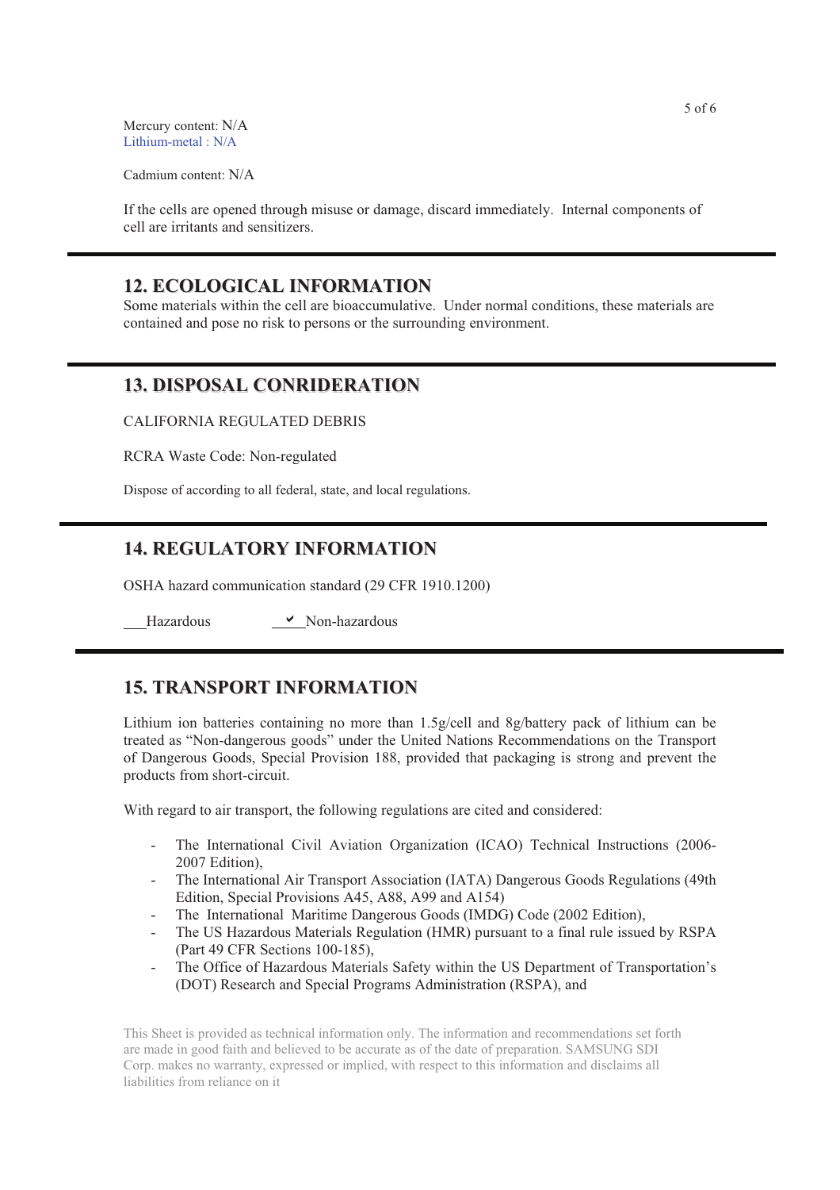Mercury content: N/A
Lithium-metal : N/A

Cadmium content: N/A

If the cells are opened through misuse or damage, discard immediately. Internal components of cell are irritants and sensitizers.

## 12. ECOLOGICAL INFORMATION

Some materials within the cell are bioaccumulative. Under normal conditions, these materials are contained and pose no risk to persons or the surrounding environment.

## 13. DISPOSAL CONRIDERATION

CALIFORNIA REGULATED DEBRIS

RCRA Waste Code: Non-regulated

Dispose of according to all federal, state, and local regulations.

## 14. REGULATORY INFORMATION

OSHA hazard communication standard (29 CFR 1910.1200)

___Hazardous ✔ Non-hazardous

## 15. TRANSPORT INFORMATION

Lithium ion batteries containing no more than 1.5g/cell and 8g/battery pack of lithium can be treated as "Non-dangerous goods" under the United Nations Recommendations on the Transport of Dangerous Goods, Special Provision 188, provided that packaging is strong and prevent the products from short-circuit.

With regard to air transport, the following regulations are cited and considered:

- The International Civil Aviation Organization (ICAO) Technical Instructions (2006-2007 Edition),
- The International Air Transport Association (IATA) Dangerous Goods Regulations (49th Edition, Special Provisions A45, A88, A99 and A154)
- The International Maritime Dangerous Goods (IMDG) Code (2002 Edition),
- The US Hazardous Materials Regulation (HMR) pursuant to a final rule issued by RSPA (Part 49 CFR Sections 100-185),
- The Office of Hazardous Materials Safety within the US Department of Transportation's (DOT) Research and Special Programs Administration (RSPA), and

This Sheet is provided as technical information only. The information and recommendations set forth are made in good faith and believed to be accurate as of the date of preparation. SAMSUNG SDI Corp. makes no warranty, expressed or implied, with respect to this information and disclaims all liabilities from reliance on it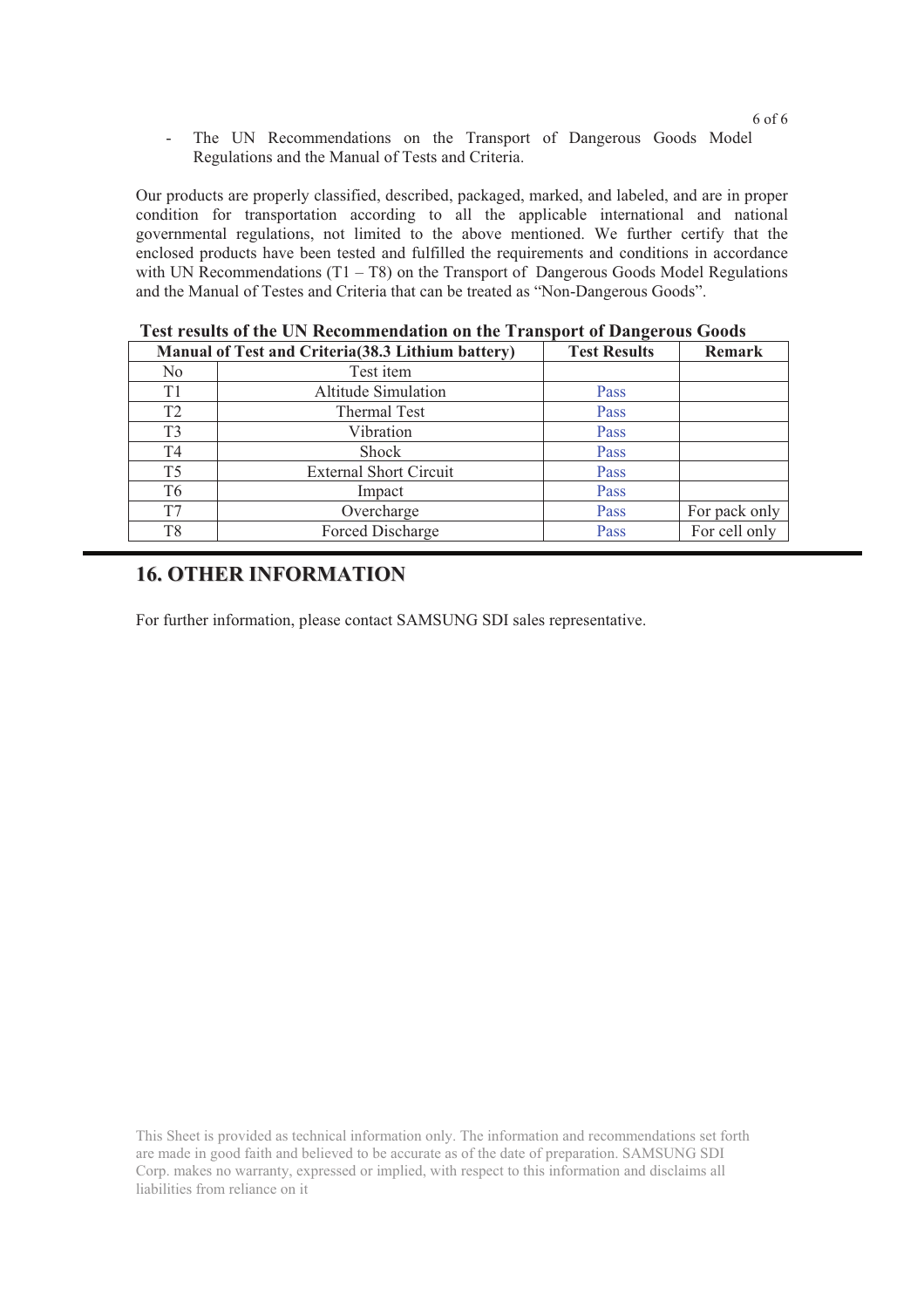- The UN Recommendations on the Transport of Dangerous Goods Model Regulations and the Manual of Tests and Criteria.

Our products are properly classified, described, packaged, marked, and labeled, and are in proper condition for transportation according to all the applicable international and national governmental regulations, not limited to the above mentioned. We further certify that the enclosed products have been tested and fulfilled the requirements and conditions in accordance with UN Recommendations (T1 – T8) on the Transport of Dangerous Goods Model Regulations and the Manual of Testes and Criteria that can be treated as "Non-Dangerous Goods".

**Test results of the UN Recommendation on the Transport of Dangerous Goods**

| Manual of Test and Criteria(38.3 Lithium battery) | | Test Results | Remark |
|---|---|---|---|
| No | Test item | | |
| T1 | Altitude Simulation | Pass | |
| T2 | Thermal Test | Pass | |
| T3 | Vibration | Pass | |
| T4 | Shock | Pass | |
| T5 | External Short Circuit | Pass | |
| T6 | Impact | Pass | |
| T7 | Overcharge | Pass | For pack only |
| T8 | Forced Discharge | Pass | For cell only |

## 16. OTHER INFORMATION

For further information, please contact SAMSUNG SDI sales representative.

This Sheet is provided as technical information only. The information and recommendations set forth are made in good faith and believed to be accurate as of the date of preparation. SAMSUNG SDI Corp. makes no warranty, expressed or implied, with respect to this information and disclaims all liabilities from reliance on it